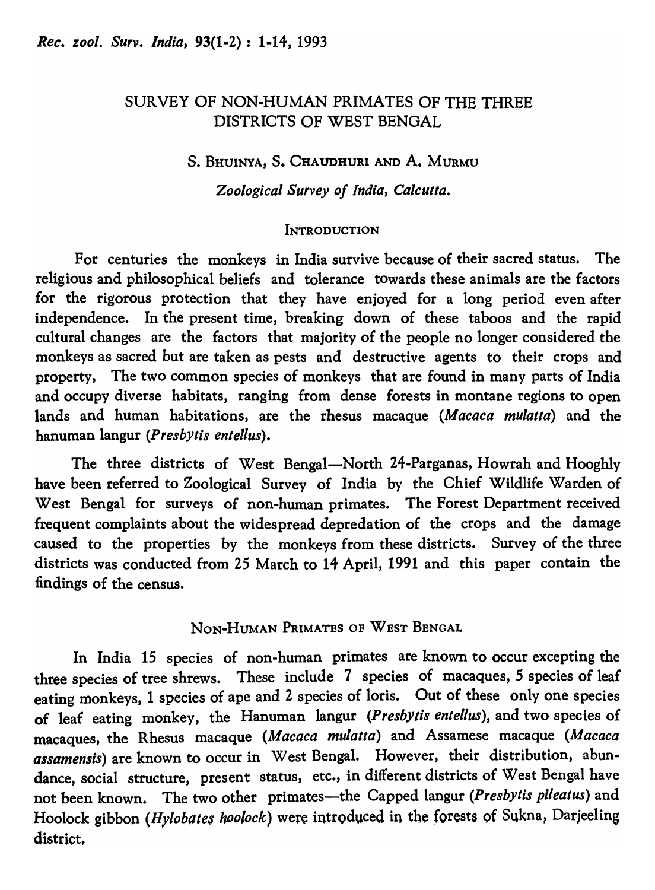# SURVEY OF NON-HUMAN PRIMATES OF THE THREE DISTRICTS OF WEST BENGAL

S. BHUINYA, S. CHAUDHURI AND A. MURMU

*Zoological Survey of India, Calcutta.*

## INTRODUCTION

For centuries the monkeys in India survive because of their sacred status. The religious and philosophical beliefs and tolerance towards these animals are the factors for the rigorous protection that they have enjoyed for a long period even after independence. In the present time, breaking down of these taboos and the rapid cultural changes are the factors that majority of the people no longer considered the monkeys as sacred but are taken as pests and destructive agents to their crops and property, The two common species of monkeys that are found in many parts of India and occupy diverse habitats, ranging from dense forests in montane regions to open lands and human habitations, are the rhesus macaque (*Macaca mulatta*) and the hanuman langur (*Presbytis entellus*).

The three districts of West Bengal—North 24-Parganas, Howrah and Hooghly have been referred to Zoological Survey of India by the Chief Wildlife Warden of West Bengal for surveys of non-human primates. The Forest Department received frequent complaints about the widespread depredation of the crops and the damage caused to the properties by the monkeys from these districts. Survey of the three districts was conducted from 25 March to 14 April, 1991 and this paper contain the findings of the census.

## NON-HUMAN PRIMATES OF WEST BENGAL

In India 15 species of non-human primates are known to occur excepting the three species of tree shrews. These include 7 species of macaques, 5 species of leaf eating monkeys, 1 species of ape and 2 species of loris. Out of these only one species of leaf eating monkey, the Hanuman langur (*Presbytis entellus*), and two species of macaques, the Rhesus macaque (*Macaca mulatta*) and Assamese macaque (*Macaca assamensis*) are known to occur in West Bengal. However, their distribution, abundance, social structure, present status, etc., in different districts of West Bengal have not been known. The two other primates—the Capped langur (*Presbytis pileatus*) and Hoolock gibbon (*Hylobates hoolock*) were introduced in the forests of Sukna, Darjeeling district.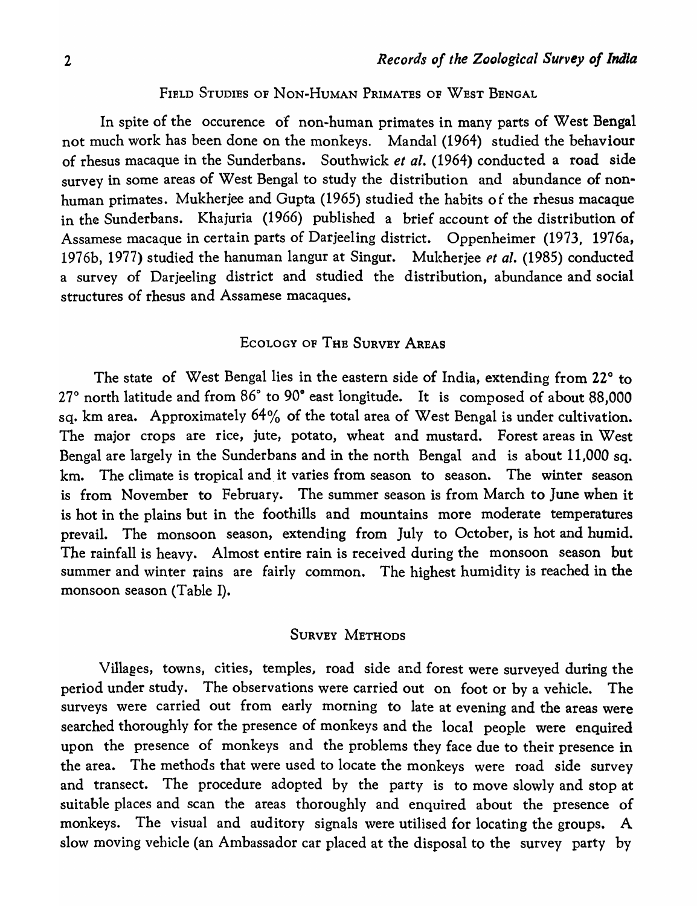## Field Studies of Non-Human Primates of West Bengal

In spite of the occurence of non-human primates in many parts of West Bengal not much work has been done on the monkeys. Mandal (1964) studied the behaviour of rhesus macaque in the Sunderbans. Southwick *et al.* (1964) conducted a road side survey in some areas of West Bengal to study the distribution and abundance of non-human primates. Mukherjee and Gupta (1965) studied the habits of the rhesus macaque in the Sunderbans. Khajuria (1966) published a brief account of the distribution of Assamese macaque in certain parts of Darjeeling district. Oppenheimer (1973, 1976a, 1976b, 1977) studied the hanuman langur at Singur. Mukherjee *et al.* (1985) conducted a survey of Darjeeling district and studied the distribution, abundance and social structures of rhesus and Assamese macaques.

## Ecology of the Survey Areas

The state of West Bengal lies in the eastern side of India, extending from 22° to 27° north latitude and from 86° to 90° east longitude. It is composed of about 88,000 sq. km area. Approximately 64% of the total area of West Bengal is under cultivation. The major crops are rice, jute, potato, wheat and mustard. Forest areas in West Bengal are largely in the Sunderbans and in the north Bengal and is about 11,000 sq. km. The climate is tropical and it varies from season to season. The winter season is from November to February. The summer season is from March to June when it is hot in the plains but in the foothills and mountains more moderate temperatures prevail. The monsoon season, extending from July to October, is hot and humid. The rainfall is heavy. Almost entire rain is received during the monsoon season but summer and winter rains are fairly common. The highest humidity is reached in the monsoon season (Table I).

## Survey Methods

Villages, towns, cities, temples, road side and forest were surveyed during the period under study. The observations were carried out on foot or by a vehicle. The surveys were carried out from early morning to late at evening and the areas were searched thoroughly for the presence of monkeys and the local people were enquired upon the presence of monkeys and the problems they face due to their presence in the area. The methods that were used to locate the monkeys were road side survey and transect. The procedure adopted by the party is to move slowly and stop at suitable places and scan the areas thoroughly and enquired about the presence of monkeys. The visual and auditory signals were utilised for locating the groups. A slow moving vehicle (an Ambassador car placed at the disposal to the survey party by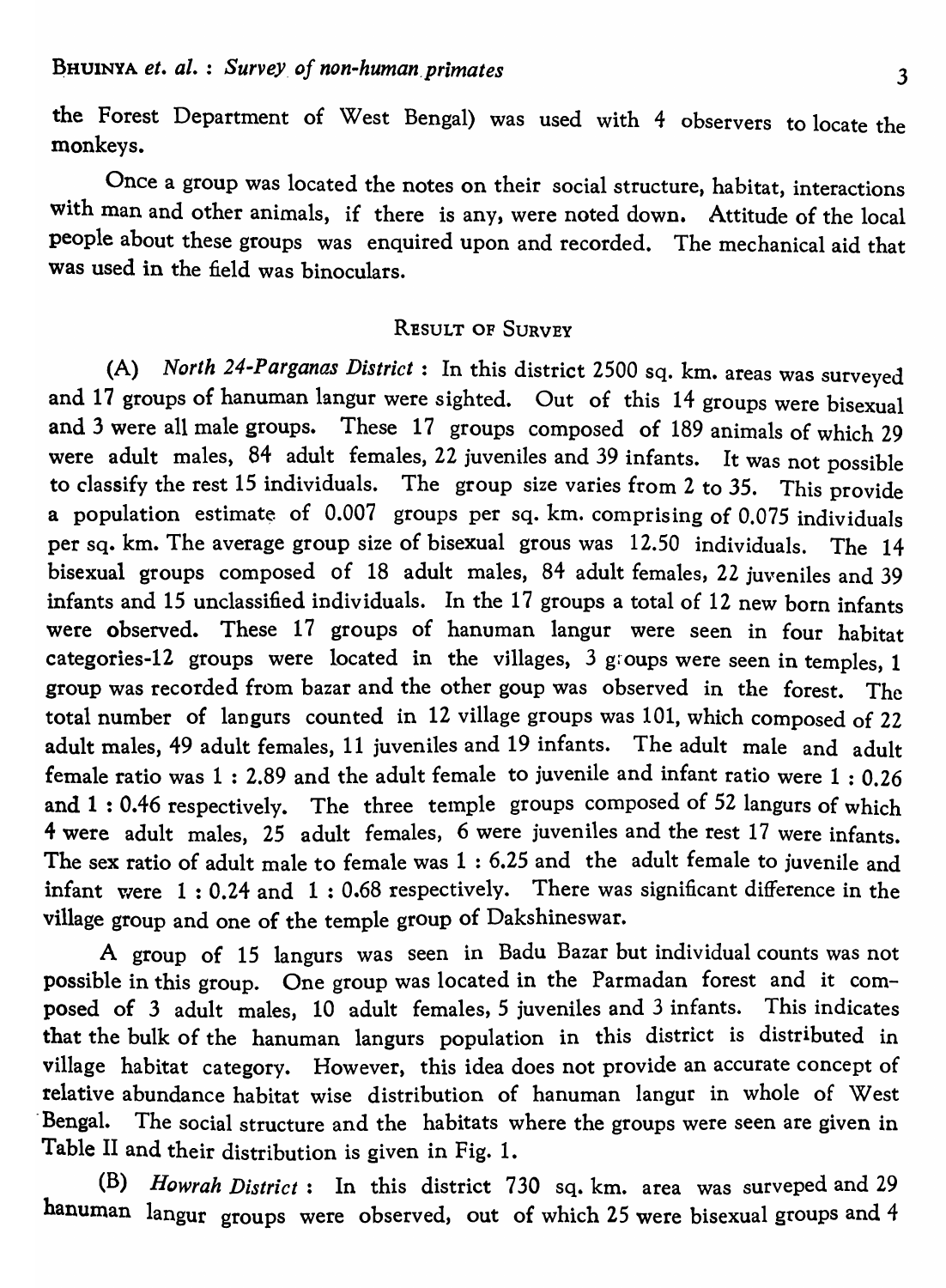the Forest Department of West Bengal) was used with 4 observers to locate the monkeys.

Once a group was located the notes on their social structure, habitat, interactions with man and other animals, if there is any, were noted down. Attitude of the local people about these groups was enquired upon and recorded. The mechanical aid that was used in the field was binoculars.

## Result of Survey

(A) *North 24-Parganas District* : In this district 2500 sq. km. areas was surveyed and 17 groups of hanuman langur were sighted. Out of this 14 groups were bisexual and 3 were all male groups. These 17 groups composed of 189 animals of which 29 were adult males, 84 adult females, 22 juveniles and 39 infants. It was not possible to classify the rest 15 individuals. The group size varies from 2 to 35. This provide a population estimate of 0.007 groups per sq. km. comprising of 0.075 individuals per sq. km. The average group size of bisexual grous was 12.50 individuals. The 14 bisexual groups composed of 18 adult males, 84 adult females, 22 juveniles and 39 infants and 15 unclassified individuals. In the 17 groups a total of 12 new born infants were observed. These 17 groups of hanuman langur were seen in four habitat categories-12 groups were located in the villages, 3 groups were seen in temples, 1 group was recorded from bazar and the other goup was observed in the forest. The total number of langurs counted in 12 village groups was 101, which composed of 22 adult males, 49 adult females, 11 juveniles and 19 infants. The adult male and adult female ratio was 1 : 2.89 and the adult female to juvenile and infant ratio were 1 : 0.26 and 1 : 0.46 respectively. The three temple groups composed of 52 langurs of which 4 were adult males, 25 adult females, 6 were juveniles and the rest 17 were infants. The sex ratio of adult male to female was 1 : 6.25 and the adult female to juvenile and infant were 1 : 0.24 and 1 : 0.68 respectively. There was significant difference in the village group and one of the temple group of Dakshineswar.

A group of 15 langurs was seen in Badu Bazar but individual counts was not possible in this group. One group was located in the Parmadan forest and it composed of 3 adult males, 10 adult females, 5 juveniles and 3 infants. This indicates that the bulk of the hanuman langurs population in this district is distributed in village habitat category. However, this idea does not provide an accurate concept of relative abundance habitat wise distribution of hanuman langur in whole of West Bengal. The social structure and the habitats where the groups were seen are given in Table II and their distribution is given in Fig. 1.

(B) *Howrah District* : In this district 730 sq. km. area was surveped and 29 hanuman langur groups were observed, out of which 25 were bisexual groups and 4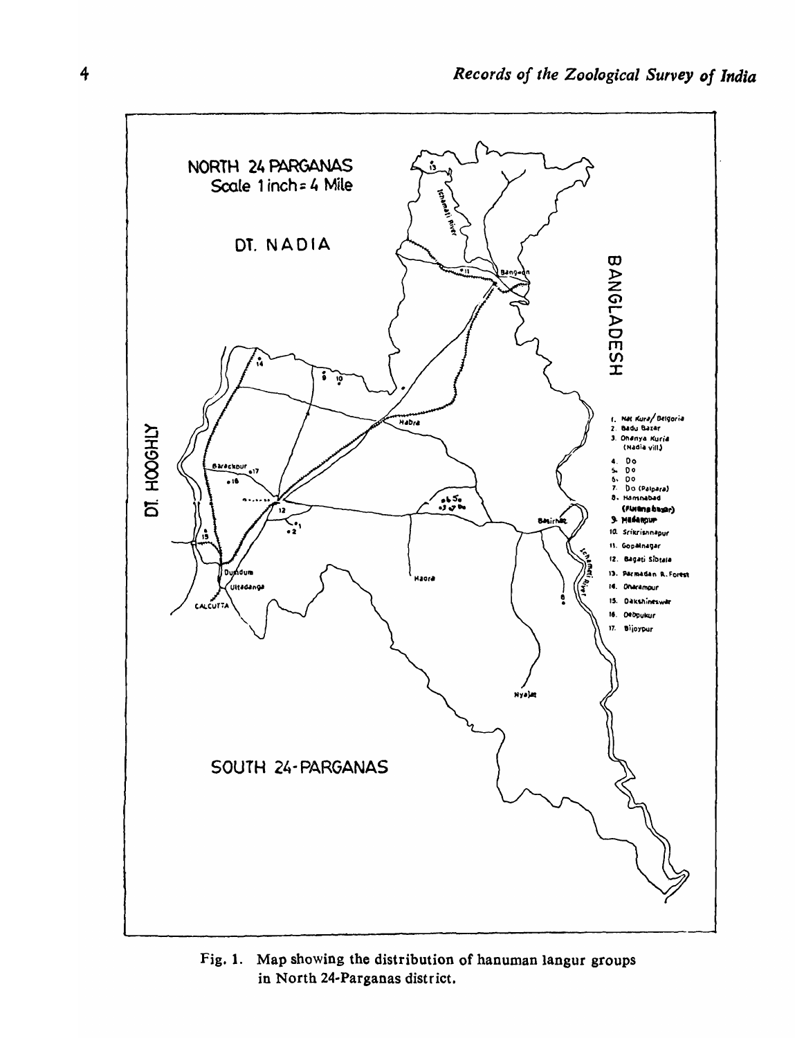NORTH 24 PARGANAS
Scale 1 inch = 4 Mile

1. Nat Kura/ Belgoria
2. Badu Bazar
3. Dhanya Kuria (Nadia vill.)
4. Do
5. Do
6. Do
7. Do (Palpara)
8. Hamsnabad (Purana bazar)
9. Hadarpur
10. Srikrishnapur
11. Gopalnagar
12. Bagati Sibtala
13. Parmadan R. Forest
14. Dharampur
15. Dakshineswar
16. Debpukur
17. Bijoypur

Fig. 1. Map showing the distribution of hanuman langur groups in North 24-Parganas district.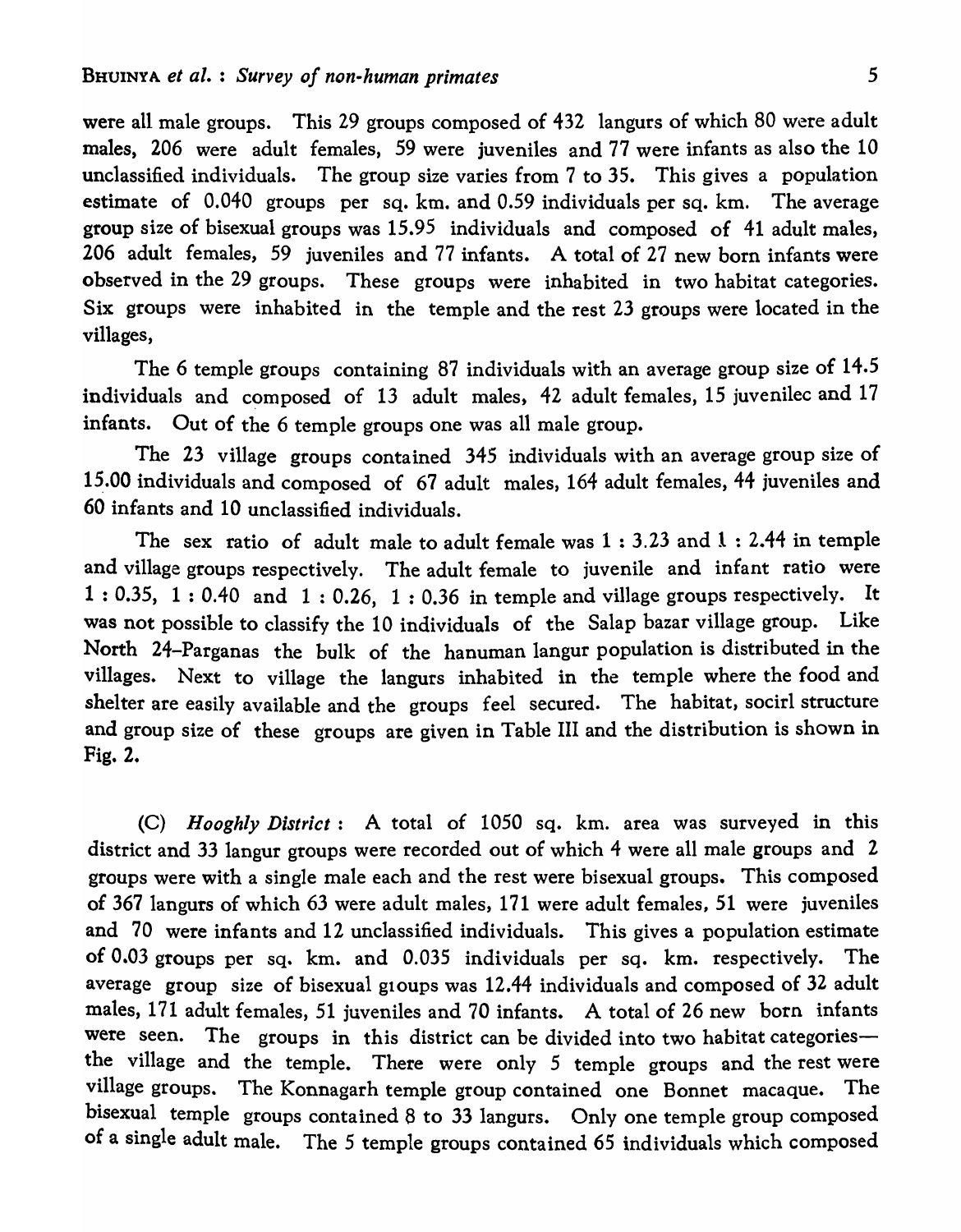were all male groups. This 29 groups composed of 432 langurs of which 80 were adult males, 206 were adult females, 59 were juveniles and 77 were infants as also the 10 unclassified individuals. The group size varies from 7 to 35. This gives a population estimate of 0.040 groups per sq. km. and 0.59 individuals per sq. km. The average group size of bisexual groups was 15.95 individuals and composed of 41 adult males, 206 adult females, 59 juveniles and 77 infants. A total of 27 new born infants were observed in the 29 groups. These groups were inhabited in two habitat categories. Six groups were inhabited in the temple and the rest 23 groups were located in the villages,

The 6 temple groups containing 87 individuals with an average group size of 14.5 individuals and composed of 13 adult males, 42 adult females, 15 juvenilec and 17 infants. Out of the 6 temple groups one was all male group.

The 23 village groups contained 345 individuals with an average group size of 15.00 individuals and composed of 67 adult males, 164 adult females, 44 juveniles and 60 infants and 10 unclassified individuals.

The sex ratio of adult male to adult female was 1 : 3.23 and 1 : 2.44 in temple and village groups respectively. The adult female to juvenile and infant ratio were 1 : 0.35, 1 : 0.40 and 1 : 0.26, 1 : 0.36 in temple and village groups respectively. It was not possible to classify the 10 individuals of the Salap bazar village group. Like North 24-Parganas the bulk of the hanuman langur population is distributed in the villages. Next to village the langurs inhabited in the temple where the food and shelter are easily available and the groups feel secured. The habitat, socirl structure and group size of these groups are given in Table III and the distribution is shown in Fig. 2.

(C) *Hooghly District* : A total of 1050 sq. km. area was surveyed in this district and 33 langur groups were recorded out of which 4 were all male groups and 2 groups were with a single male each and the rest were bisexual groups. This composed of 367 langurs of which 63 were adult males, 171 were adult females, 51 were juveniles and 70 were infants and 12 unclassified individuals. This gives a population estimate of 0.03 groups per sq. km. and 0.035 individuals per sq. km. respectively. The average group size of bisexual groups was 12.44 individuals and composed of 32 adult males, 171 adult females, 51 juveniles and 70 infants. A total of 26 new born infants were seen. The groups in this district can be divided into two habitat categories— the village and the temple. There were only 5 temple groups and the rest were village groups. The Konnagarh temple group contained one Bonnet macaque. The bisexual temple groups contained 8 to 33 langurs. Only one temple group composed of a single adult male. The 5 temple groups contained 65 individuals which composed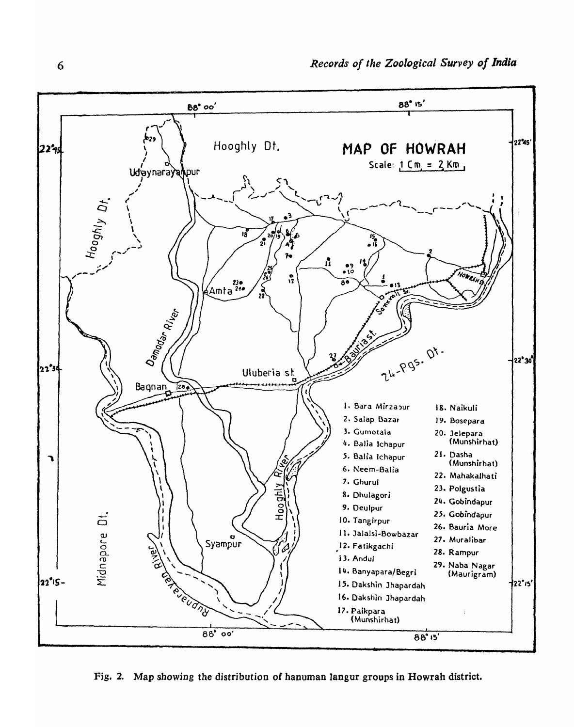Fig. 2. Map showing the distribution of hanuman langur groups in Howrah district.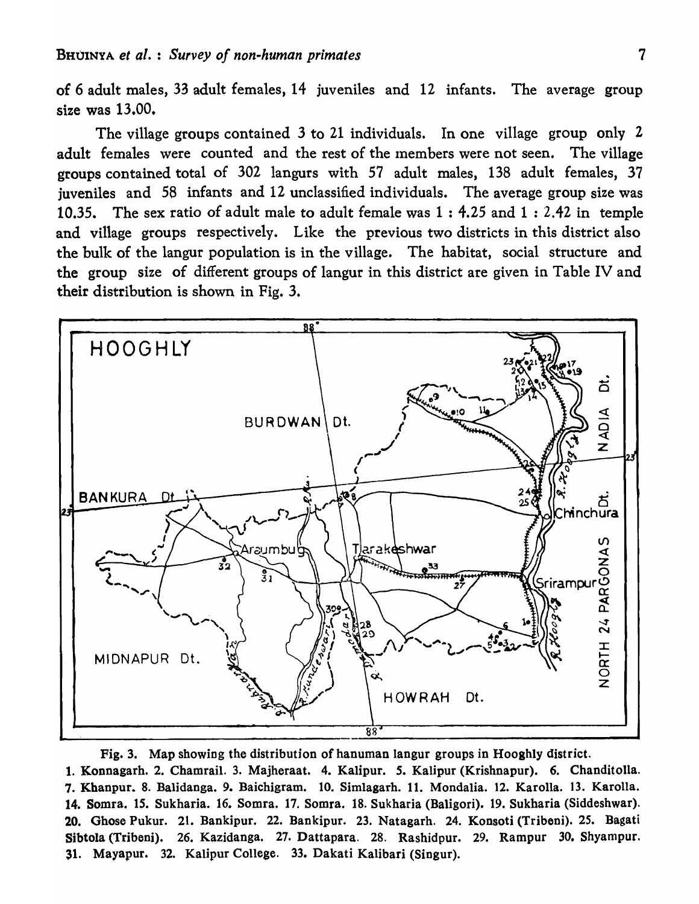of 6 adult males, 33 adult females, 14 juveniles and 12 infants. The average group size was 13.00.

The village groups contained 3 to 21 individuals. In one village group only 2 adult females were counted and the rest of the members were not seen. The village groups contained total of 302 langurs with 57 adult males, 138 adult females, 37 juveniles and 58 infants and 12 unclassified individuals. The average group size was 10.35. The sex ratio of adult male to adult female was 1 : 4.25 and 1 : 2.42 in temple and village groups respectively. Like the previous two districts in this district also the bulk of the langur population is in the village. The habitat, social structure and the group size of different groups of langur in this district are given in Table IV and their distribution is shown in Fig. 3.

Fig. 3. Map showing the distribution of hanuman langur groups in Hooghly district.
1. Konnagarh. 2. Chamrail. 3. Majheraat. 4. Kalipur. 5. Kalipur (Krishnapur). 6. Chanditolla. 7. Khanpur. 8. Balidanga. 9. Baichigram. 10. Simlagarh. 11. Mondalia. 12. Karolla. 13. Karolla. 14. Somra. 15. Sukharia. 16. Somra. 17. Somra. 18. Sukharia (Baligori). 19. Sukharia (Siddeshwar). 20. Ghose Pukur. 21. Bankipur. 22. Bankipur. 23. Natagarh. 24. Konsoti (Tribeni). 25. Bagati Sibtola (Tribeni). 26. Kazidanga. 27. Dattapara. 28. Rashidpur. 29. Rampur 30. Shyampur. 31. Mayapur. 32. Kalipur College. 33. Dakati Kalibari (Singur).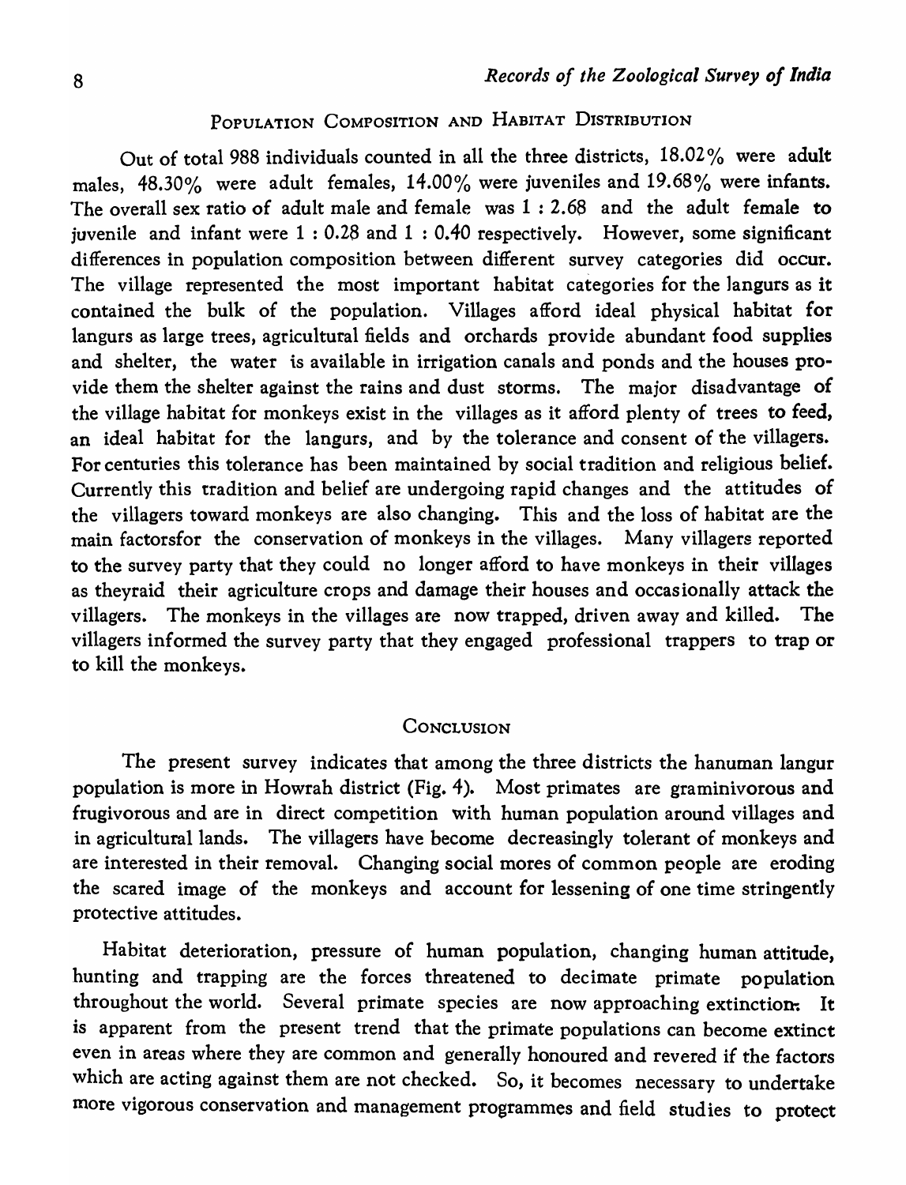## Population Composition and Habitat Distribution

Out of total 988 individuals counted in all the three districts, 18.02% were adult males, 48.30% were adult females, 14.00% were juveniles and 19.68% were infants. The overall sex ratio of adult male and female was 1 : 2.68 and the adult female to juvenile and infant were 1 : 0.28 and 1 : 0.40 respectively. However, some significant differences in population composition between different survey categories did occur. The village represented the most important habitat categories for the langurs as it contained the bulk of the population. Villages afford ideal physical habitat for langurs as large trees, agricultural fields and orchards provide abundant food supplies and shelter, the water is available in irrigation canals and ponds and the houses provide them the shelter against the rains and dust storms. The major disadvantage of the village habitat for monkeys exist in the villages as it afford plenty of trees to feed, an ideal habitat for the langurs, and by the tolerance and consent of the villagers. For centuries this tolerance has been maintained by social tradition and religious belief. Currently this tradition and belief are undergoing rapid changes and the attitudes of the villagers toward monkeys are also changing. This and the loss of habitat are the main factorsfor the conservation of monkeys in the villages. Many villagers reported to the survey party that they could no longer afford to have monkeys in their villages as theyraid their agriculture crops and damage their houses and occasionally attack the villagers. The monkeys in the villages are now trapped, driven away and killed. The villagers informed the survey party that they engaged professional trappers to trap or to kill the monkeys.

## Conclusion

The present survey indicates that among the three districts the hanuman langur population is more in Howrah district (Fig. 4). Most primates are graminivorous and frugivorous and are in direct competition with human population around villages and in agricultural lands. The villagers have become decreasingly tolerant of monkeys and are interested in their removal. Changing social mores of common people are eroding the scared image of the monkeys and account for lessening of one time stringently protective attitudes.

Habitat deterioration, pressure of human population, changing human attitude, hunting and trapping are the forces threatened to decimate primate population throughout the world. Several primate species are now approaching extinction. It is apparent from the present trend that the primate populations can become extinct even in areas where they are common and generally honoured and revered if the factors which are acting against them are not checked. So, it becomes necessary to undertake more vigorous conservation and management programmes and field studies to protect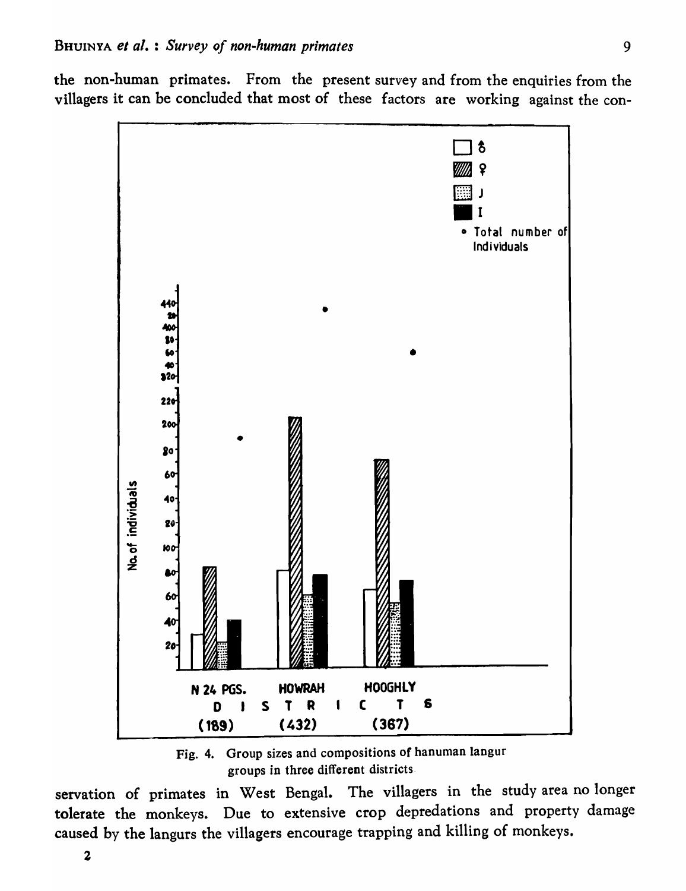the non-human primates. From the present survey and from the enquiries from the villagers it can be concluded that most of these factors are working against the con-

Fig. 4. Group sizes and compositions of hanuman langur groups in three different districts

servation of primates in West Bengal. The villagers in the study area no longer tolerate the monkeys. Due to extensive crop depredations and property damage caused by the langurs the villagers encourage trapping and killing of monkeys.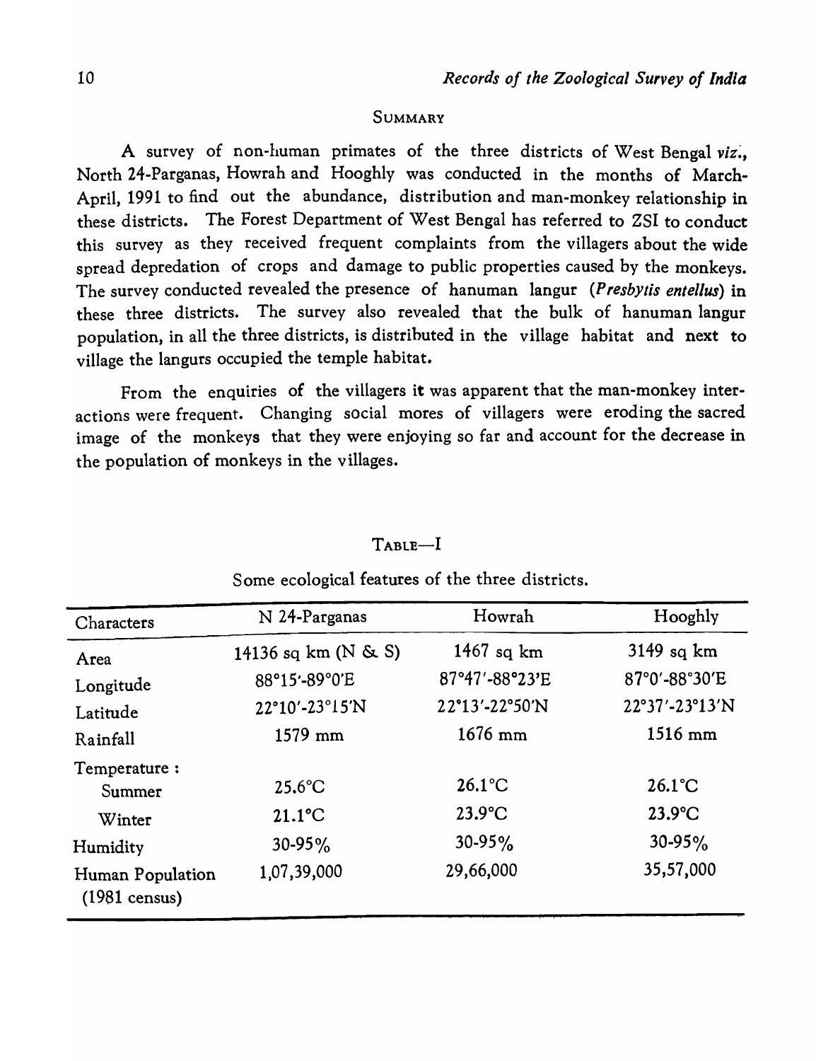## Summary

A survey of non-human primates of the three districts of West Bengal *viz.*, North 24-Parganas, Howrah and Hooghly was conducted in the months of March-April, 1991 to find out the abundance, distribution and man-monkey relationship in these districts. The Forest Department of West Bengal has referred to ZSI to conduct this survey as they received frequent complaints from the villagers about the wide spread depredation of crops and damage to public properties caused by the monkeys. The survey conducted revealed the presence of hanuman langur (*Presbytis entellus*) in these three districts. The survey also revealed that the bulk of hanuman langur population, in all the three districts, is distributed in the village habitat and next to village the langurs occupied the temple habitat.

From the enquiries of the villagers it was apparent that the man-monkey interactions were frequent. Changing social mores of villagers were eroding the sacred image of the monkeys that they were enjoying so far and account for the decrease in the population of monkeys in the villages.

TABLE—I

Some ecological features of the three districts.

| Characters | N 24-Parganas | Howrah | Hooghly |
|---|---|---|---|
| Area | 14136 sq km (N & S) | 1467 sq km | 3149 sq km |
| Longitude | 88°15'-89°0'E | 87°47'-88°23'E | 87°0'-88°30'E |
| Latitude | 22°10'-23°15'N | 22°13'-22°50'N | 22°37'-23°13'N |
| Rainfall | 1579 mm | 1676 mm | 1516 mm |
| Temperature : | | | |
| Summer | 25.6°C | 26.1°C | 26.1°C |
| Winter | 21.1°C | 23.9°C | 23.9°C |
| Humidity | 30-95% | 30-95% | 30-95% |
| Human Population (1981 census) | 1,07,39,000 | 29,66,000 | 35,57,000 |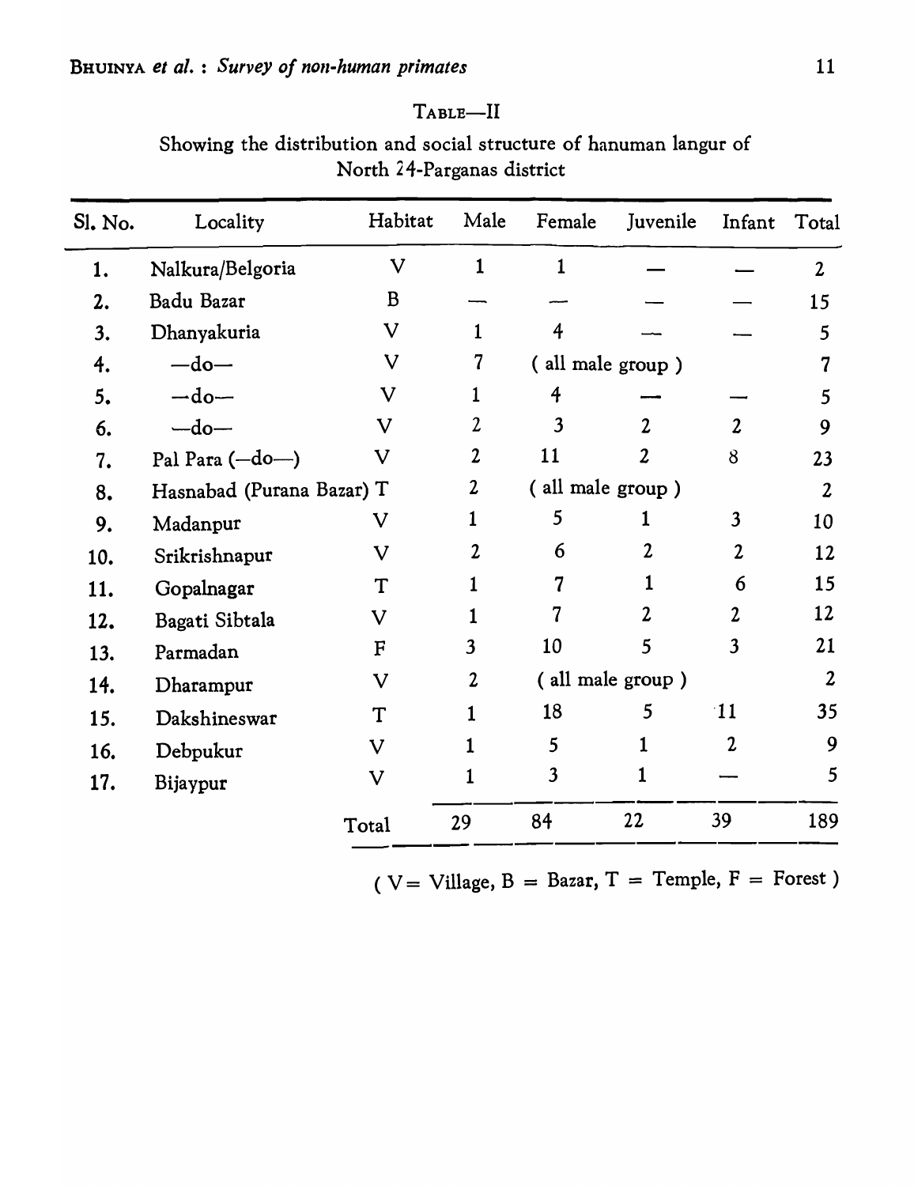TABLE—II

Showing the distribution and social structure of hanuman langur of North 24-Parganas district

| Sl. No. | Locality | Habitat | Male | Female | Juvenile | Infant | Total |
|---|---|---|---|---|---|---|---|
| 1. | Nalkura/Belgoria | V | 1 | 1 | — | — | 2 |
| 2. | Badu Bazar | B | — | — | — | — | 15 |
| 3. | Dhanyakuria | V | 1 | 4 | — | — | 5 |
| 4. | —do— | V | 7 | ( all male group ) | | | 7 |
| 5. | —do— | V | 1 | 4 | — | — | 5 |
| 6. | —do— | V | 2 | 3 | 2 | 2 | 9 |
| 7. | Pal Para (—do—) | V | 2 | 11 | 2 | 8 | 23 |
| 8. | Hasnabad (Purana Bazar) | T | 2 | ( all male group ) | | | 2 |
| 9. | Madanpur | V | 1 | 5 | 1 | 3 | 10 |
| 10. | Srikrishnapur | V | 2 | 6 | 2 | 2 | 12 |
| 11. | Gopalnagar | T | 1 | 7 | 1 | 6 | 15 |
| 12. | Bagati Sibtala | V | 1 | 7 | 2 | 2 | 12 |
| 13. | Parmadan | F | 3 | 10 | 5 | 3 | 21 |
| 14. | Dharampur | V | 2 | ( all male group ) | | | 2 |
| 15. | Dakshineswar | T | 1 | 18 | 5 | 11 | 35 |
| 16. | Debpukur | V | 1 | 5 | 1 | 2 | 9 |
| 17. | Bijaypur | V | 1 | 3 | 1 | — | 5 |
| | | Total | 29 | 84 | 22 | 39 | 189 |

( V = Village, B = Bazar, T = Temple, F = Forest )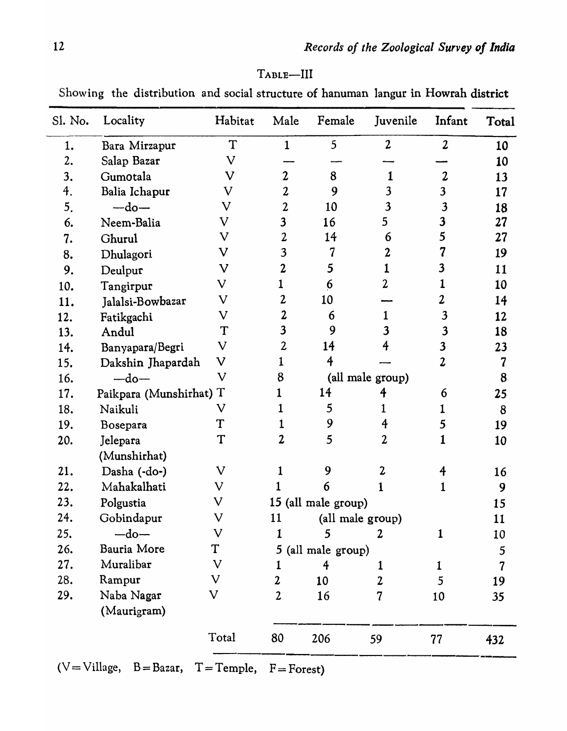TABLE—III

Showing the distribution and social structure of hanuman langur in Howrah district

| Sl. No. | Locality | Habitat | Male | Female | Juvenile | Infant | Total |
|---|---|---|---|---|---|---|---|
| 1. | Bara Mirzapur | T | 1 | 5 | 2 | 2 | 10 |
| 2. | Salap Bazar | V | — | — | — | — | 10 |
| 3. | Gumotala | V | 2 | 8 | 1 | 2 | 13 |
| 4. | Balia Ichapur | V | 2 | 9 | 3 | 3 | 17 |
| 5. | —do— | V | 2 | 10 | 3 | 3 | 18 |
| 6. | Neem-Balia | V | 3 | 16 | 5 | 3 | 27 |
| 7. | Ghurul | V | 2 | 14 | 6 | 5 | 27 |
| 8. | Dhulagori | V | 3 | 7 | 2 | 7 | 19 |
| 9. | Deulpur | V | 2 | 5 | 1 | 3 | 11 |
| 10. | Tangirpur | V | 1 | 6 | 2 | 1 | 10 |
| 11. | Jalalsi-Bowbazar | V | 2 | 10 | — | 2 | 14 |
| 12. | Fatikgachi | V | 2 | 6 | 1 | 3 | 12 |
| 13. | Andul | T | 3 | 9 | 3 | 3 | 18 |
| 14. | Banyapara/Begri | V | 2 | 14 | 4 | 3 | 23 |
| 15. | Dakshin Jhapardah | V | 1 | 4 | — | 2 | 7 |
| 16. | —do— | V | 8 | (all male group) | | | 8 |
| 17. | Paikpara (Munshirhat) | T | 1 | 14 | 4 | 6 | 25 |
| 18. | Naikuli | V | 1 | 5 | 1 | 1 | 8 |
| 19. | Bosepara | T | 1 | 9 | 4 | 5 | 19 |
| 20. | Jelepara (Munshirhat) | T | 2 | 5 | 2 | 1 | 10 |
| 21. | Dasha (-do-) | V | 1 | 9 | 2 | 4 | 16 |
| 22. | Mahakalhati | V | 1 | 6 | 1 | 1 | 9 |
| 23. | Polgustia | V | 15 (all male group) | | | | 15 |
| 24. | Gobindapur | V | 11 | (all male group) | | | 11 |
| 25. | —do— | V | 1 | 5 | 2 | 1 | 10 |
| 26. | Bauria More | T | 5 (all male group) | | | | 5 |
| 27. | Muralibar | V | 1 | 4 | 1 | 1 | 7 |
| 28. | Rampur | V | 2 | 10 | 2 | 5 | 19 |
| 29. | Naba Nagar (Maurigram) | V | 2 | 16 | 7 | 10 | 35 |
| | | Total | 80 | 206 | 59 | 77 | 432 |

(V = Village, B = Bazar, T = Temple, F = Forest)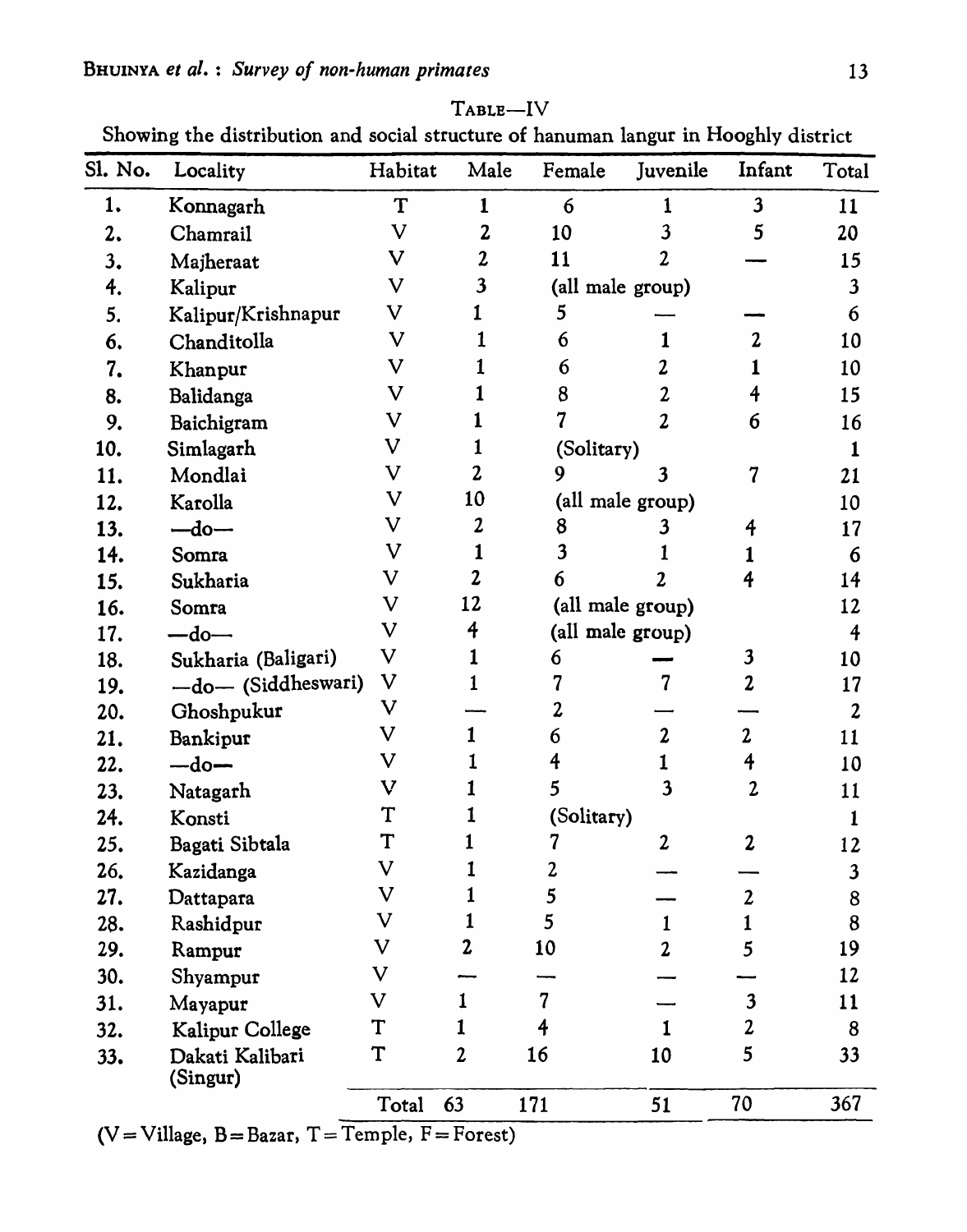TABLE—IV

Showing the distribution and social structure of hanuman langur in Hooghly district

| Sl. No. | Locality | Habitat | Male | Female | Juvenile | Infant | Total |
|---|---|---|---|---|---|---|---|
| 1. | Konnagarh | T | 1 | 6 | 1 | 3 | 11 |
| 2. | Chamrail | V | 2 | 10 | 3 | 5 | 20 |
| 3. | Majheraat | V | 2 | 11 | 2 | — | 15 |
| 4. | Kalipur | V | 3 | (all male group) | | | 3 |
| 5. | Kalipur/Krishnapur | V | 1 | 5 | — | — | 6 |
| 6. | Chanditolla | V | 1 | 6 | 1 | 2 | 10 |
| 7. | Khanpur | V | 1 | 6 | 2 | 1 | 10 |
| 8. | Balidanga | V | 1 | 8 | 2 | 4 | 15 |
| 9. | Baichigram | V | 1 | 7 | 2 | 6 | 16 |
| 10. | Simlagarh | V | 1 | (Solitary) | | | 1 |
| 11. | Mondlai | V | 2 | 9 | 3 | 7 | 21 |
| 12. | Karolla | V | 10 | (all male group) | | | 10 |
| 13. | —do— | V | 2 | 8 | 3 | 4 | 17 |
| 14. | Somra | V | 1 | 3 | 1 | 1 | 6 |
| 15. | Sukharia | V | 2 | 6 | 2 | 4 | 14 |
| 16. | Somra | V | 12 | (all male group) | | | 12 |
| 17. | —do— | V | 4 | (all male group) | | | 4 |
| 18. | Sukharia (Baligari) | V | 1 | 6 | — | 3 | 10 |
| 19. | —do— (Siddheswari) | V | 1 | 7 | 7 | 2 | 17 |
| 20. | Ghoshpukur | V | — | 2 | — | — | 2 |
| 21. | Bankipur | V | 1 | 6 | 2 | 2 | 11 |
| 22. | —do— | V | 1 | 4 | 1 | 4 | 10 |
| 23. | Natagarh | V | 1 | 5 | 3 | 2 | 11 |
| 24. | Konsti | T | 1 | (Solitary) | | | 1 |
| 25. | Bagati Sibtala | T | 1 | 7 | 2 | 2 | 12 |
| 26. | Kazidanga | V | 1 | 2 | — | — | 3 |
| 27. | Dattapara | V | 1 | 5 | — | 2 | 8 |
| 28. | Rashidpur | V | 1 | 5 | 1 | 1 | 8 |
| 29. | Rampur | V | 2 | 10 | 2 | 5 | 19 |
| 30. | Shyampur | V | — | — | — | — | 12 |
| 31. | Mayapur | V | 1 | 7 | — | 3 | 11 |
| 32. | Kalipur College | T | 1 | 4 | 1 | 2 | 8 |
| 33. | Dakati Kalibari (Singur) | T | 2 | 16 | 10 | 5 | 33 |
| | | Total | 63 | 171 | 51 | 70 | 367 |

(V = Village, B = Bazar, T = Temple, F = Forest)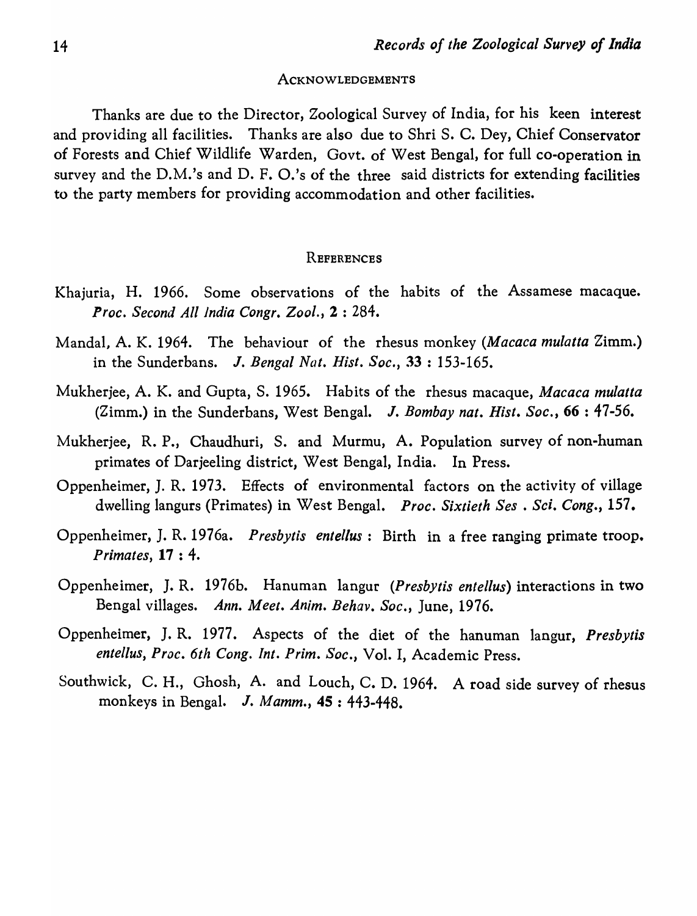## ACKNOWLEDGEMENTS

Thanks are due to the Director, Zoological Survey of India, for his keen interest and providing all facilities. Thanks are also due to Shri S. C. Dey, Chief Conservator of Forests and Chief Wildlife Warden, Govt. of West Bengal, for full co-operation in survey and the D.M.'s and D. F. O.'s of the three said districts for extending facilities to the party members for providing accommodation and other facilities.

## REFERENCES

Khajuria, H. 1966. Some observations of the habits of the Assamese macaque. *Proc. Second All India Congr. Zool.*, **2** : 284.

Mandal, A. K. 1964. The behaviour of the rhesus monkey (*Macaca mulatta* Zimm.) in the Sunderbans. *J. Bengal Nat. Hist. Soc.*, **33** : 153-165.

Mukherjee, A. K. and Gupta, S. 1965. Habits of the rhesus macaque, *Macaca mulatta* (Zimm.) in the Sunderbans, West Bengal. *J. Bombay nat. Hist. Soc.*, **66** : 47-56.

Mukherjee, R. P., Chaudhuri, S. and Murmu, A. Population survey of non-human primates of Darjeeling district, West Bengal, India. In Press.

Oppenheimer, J. R. 1973. Effects of environmental factors on the activity of village dwelling langurs (Primates) in West Bengal. *Proc. Sixtieth Ses . Sci. Cong.*, **157**.

Oppenheimer, J. R. 1976a. *Presbytis entellus* : Birth in a free ranging primate troop. *Primates*, **17** : 4.

Oppenheimer, J. R. 1976b. Hanuman langur (*Presbytis entellus*) interactions in two Bengal villages. *Ann. Meet. Anim. Behav. Soc.*, June, 1976.

Oppenheimer, J. R. 1977. Aspects of the diet of the hanuman langur, *Presbytis entellus, Proc. 6th Cong. Int. Prim. Soc.*, Vol. I, Academic Press.

Southwick, C. H., Ghosh, A. and Louch, C. D. 1964. A road side survey of rhesus monkeys in Bengal. *J. Mamm.*, **45** : 443-448.